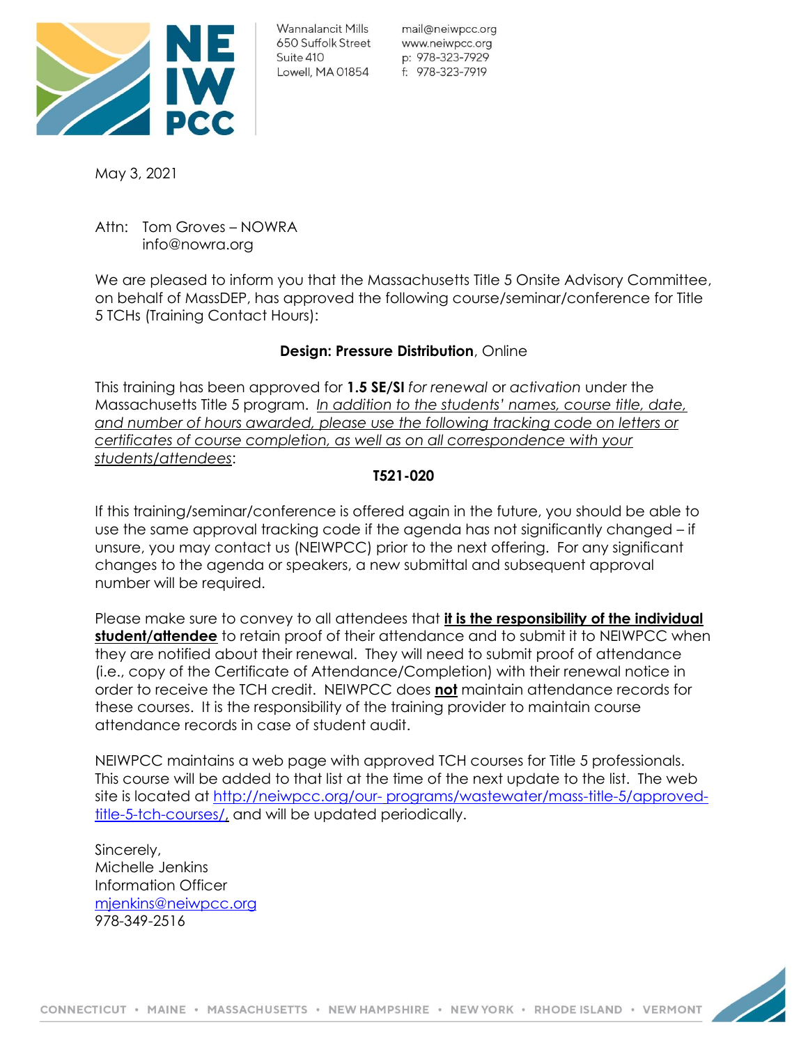Wannalancit Mills
650 Suffolk Street
Suite 410
Lowell, MA 01854

mail@neiwpcc.org
www.neiwpcc.org
p: 978-323-7929
f: 978-323-7919

May 3, 2021

Attn: Tom Groves – NOWRA
info@nowra.org

We are pleased to inform you that the Massachusetts Title 5 Onsite Advisory Committee, on behalf of MassDEP, has approved the following course/seminar/conference for Title 5 TCHs (Training Contact Hours):

**Design: Pressure Distribution**, Online

This training has been approved for **1.5 SE/SI** *for renewal* or *activation* under the Massachusetts Title 5 program. *In addition to the students' names, course title, date, and number of hours awarded, please use the following tracking code on letters or certificates of course completion, as well as on all correspondence with your students/attendees*:

**T521-020**

If this training/seminar/conference is offered again in the future, you should be able to use the same approval tracking code if the agenda has not significantly changed – if unsure, you may contact us (NEIWPCC) prior to the next offering. For any significant changes to the agenda or speakers, a new submittal and subsequent approval number will be required.

Please make sure to convey to all attendees that **it is the responsibility of the individual student/attendee** to retain proof of their attendance and to submit it to NEIWPCC when they are notified about their renewal. They will need to submit proof of attendance (i.e., copy of the Certificate of Attendance/Completion) with their renewal notice in order to receive the TCH credit. NEIWPCC does **not** maintain attendance records for these courses. It is the responsibility of the training provider to maintain course attendance records in case of student audit.

NEIWPCC maintains a web page with approved TCH courses for Title 5 professionals. This course will be added to that list at the time of the next update to the list. The web site is located at http://neiwpcc.org/our- programs/wastewater/mass-title-5/approved-title-5-tch-courses/, and will be updated periodically.

Sincerely,
Michelle Jenkins
Information Officer
mjenkins@neiwpcc.org
978-349-2516

CONNECTICUT • MAINE • MASSACHUSETTS • NEW HAMPSHIRE • NEW YORK • RHODE ISLAND • VERMONT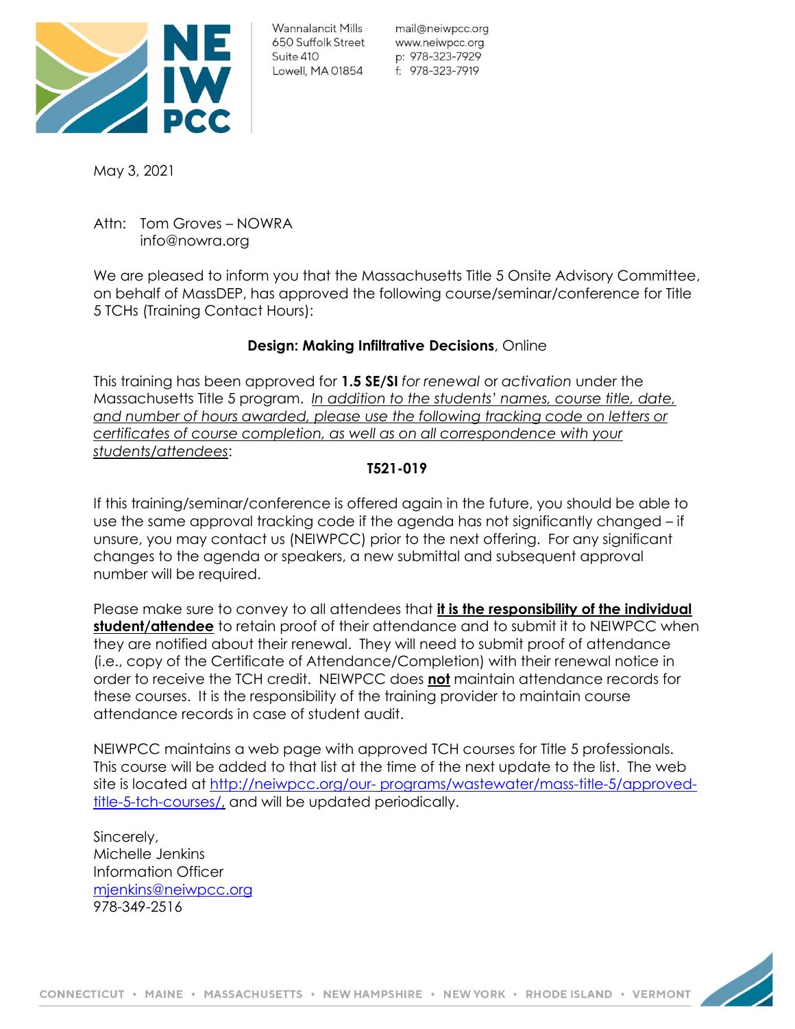Wannalancit Mills
650 Suffolk Street
Suite 410
Lowell, MA 01854

mail@neiwpcc.org
www.neiwpcc.org
p: 978-323-7929
f: 978-323-7919

May 3, 2021

Attn: Tom Groves – NOWRA
info@nowra.org

We are pleased to inform you that the Massachusetts Title 5 Onsite Advisory Committee, on behalf of MassDEP, has approved the following course/seminar/conference for Title 5 TCHs (Training Contact Hours):

**Design: Making Infiltrative Decisions**, Online

This training has been approved for **1.5 SE/SI** *for renewal* or *activation* under the Massachusetts Title 5 program. *In addition to the students' names, course title, date, and number of hours awarded, please use the following tracking code on letters or certificates of course completion, as well as on all correspondence with your students/attendees*:

**T521-019**

If this training/seminar/conference is offered again in the future, you should be able to use the same approval tracking code if the agenda has not significantly changed – if unsure, you may contact us (NEIWPCC) prior to the next offering. For any significant changes to the agenda or speakers, a new submittal and subsequent approval number will be required.

Please make sure to convey to all attendees that **it is the responsibility of the individual student/attendee** to retain proof of their attendance and to submit it to NEIWPCC when they are notified about their renewal. They will need to submit proof of attendance (i.e., copy of the Certificate of Attendance/Completion) with their renewal notice in order to receive the TCH credit. NEIWPCC does **not** maintain attendance records for these courses. It is the responsibility of the training provider to maintain course attendance records in case of student audit.

NEIWPCC maintains a web page with approved TCH courses for Title 5 professionals. This course will be added to that list at the time of the next update to the list. The web site is located at http://neiwpcc.org/our- programs/wastewater/mass-title-5/approved-title-5-tch-courses/, and will be updated periodically.

Sincerely,
Michelle Jenkins
Information Officer
mjenkins@neiwpcc.org
978-349-2516

CONNECTICUT • MAINE • MASSACHUSETTS • NEW HAMPSHIRE • NEW YORK • RHODE ISLAND • VERMONT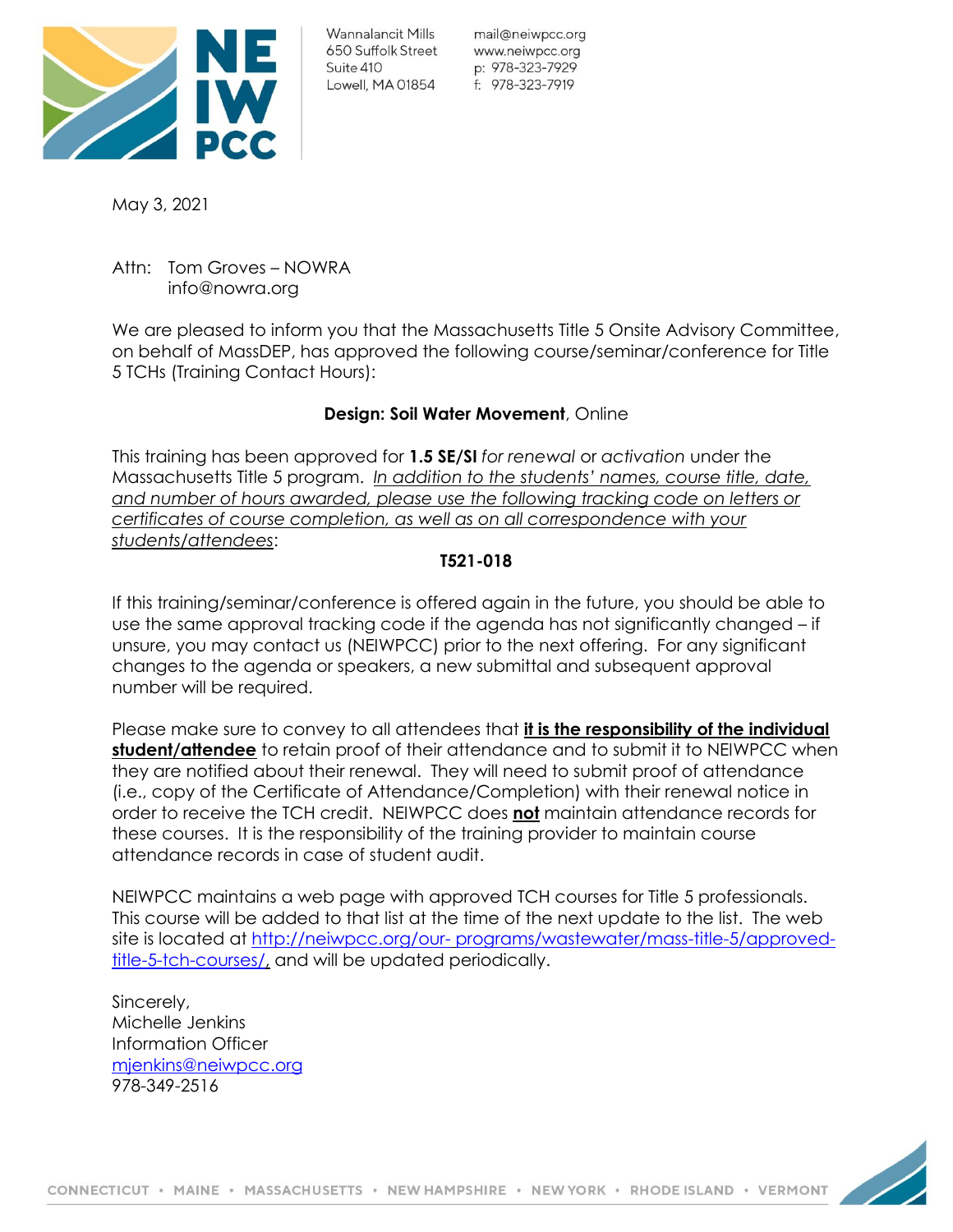NE IW PCC

Wannalancit Mills
650 Suffolk Street
Suite 410
Lowell, MA 01854

mail@neiwpcc.org
www.neiwpcc.org
p: 978-323-7929
f: 978-323-7919

May 3, 2021

Attn: Tom Groves – NOWRA
info@nowra.org

We are pleased to inform you that the Massachusetts Title 5 Onsite Advisory Committee, on behalf of MassDEP, has approved the following course/seminar/conference for Title 5 TCHs (Training Contact Hours):

**Design: Soil Water Movement**, Online

This training has been approved for **1.5 SE/SI** *for renewal* or *activation* under the Massachusetts Title 5 program. *In addition to the students' names, course title, date, and number of hours awarded, please use the following tracking code on letters or certificates of course completion, as well as on all correspondence with your students/attendees*:

**T521-018**

If this training/seminar/conference is offered again in the future, you should be able to use the same approval tracking code if the agenda has not significantly changed – if unsure, you may contact us (NEIWPCC) prior to the next offering. For any significant changes to the agenda or speakers, a new submittal and subsequent approval number will be required.

Please make sure to convey to all attendees that **it is the responsibility of the individual student/attendee** to retain proof of their attendance and to submit it to NEIWPCC when they are notified about their renewal. They will need to submit proof of attendance (i.e., copy of the Certificate of Attendance/Completion) with their renewal notice in order to receive the TCH credit. NEIWPCC does **not** maintain attendance records for these courses. It is the responsibility of the training provider to maintain course attendance records in case of student audit.

NEIWPCC maintains a web page with approved TCH courses for Title 5 professionals. This course will be added to that list at the time of the next update to the list. The web site is located at http://neiwpcc.org/our- programs/wastewater/mass-title-5/approved-title-5-tch-courses/, and will be updated periodically.

Sincerely,
Michelle Jenkins
Information Officer
mjenkins@neiwpcc.org
978-349-2516

CONNECTICUT • MAINE • MASSACHUSETTS • NEW HAMPSHIRE • NEW YORK • RHODE ISLAND • VERMONT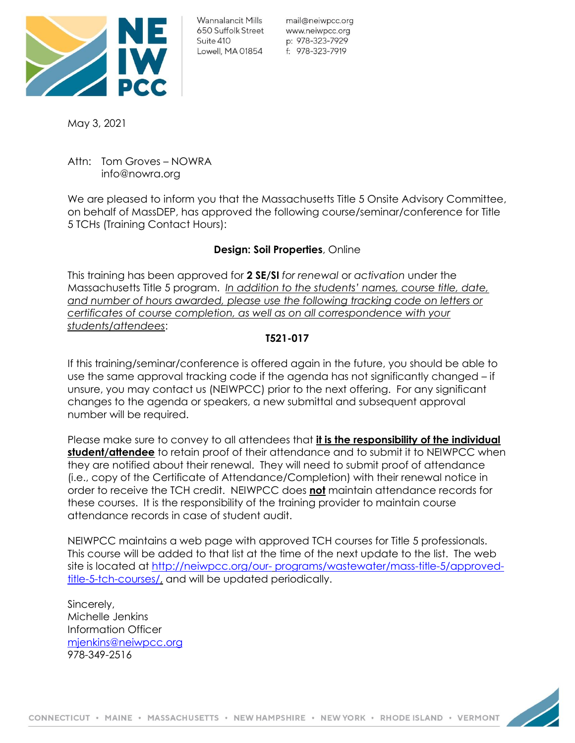NE IW PCC

Wannalancit Mills
650 Suffolk Street
Suite 410
Lowell, MA 01854

mail@neiwpcc.org
www.neiwpcc.org
p: 978-323-7929
f: 978-323-7919

May 3, 2021

Attn: Tom Groves – NOWRA
info@nowra.org

We are pleased to inform you that the Massachusetts Title 5 Onsite Advisory Committee, on behalf of MassDEP, has approved the following course/seminar/conference for Title 5 TCHs (Training Contact Hours):

**Design: Soil Properties**, Online

This training has been approved for **2 SE/SI** *for renewal* or *activation* under the Massachusetts Title 5 program. *In addition to the students' names, course title, date, and number of hours awarded, please use the following tracking code on letters or certificates of course completion, as well as on all correspondence with your students/attendees*:

**T521-017**

If this training/seminar/conference is offered again in the future, you should be able to use the same approval tracking code if the agenda has not significantly changed – if unsure, you may contact us (NEIWPCC) prior to the next offering. For any significant changes to the agenda or speakers, a new submittal and subsequent approval number will be required.

Please make sure to convey to all attendees that **it is the responsibility of the individual student/attendee** to retain proof of their attendance and to submit it to NEIWPCC when they are notified about their renewal. They will need to submit proof of attendance (i.e., copy of the Certificate of Attendance/Completion) with their renewal notice in order to receive the TCH credit. NEIWPCC does **not** maintain attendance records for these courses. It is the responsibility of the training provider to maintain course attendance records in case of student audit.

NEIWPCC maintains a web page with approved TCH courses for Title 5 professionals. This course will be added to that list at the time of the next update to the list. The web site is located at http://neiwpcc.org/our- programs/wastewater/mass-title-5/approved-title-5-tch-courses/, and will be updated periodically.

Sincerely,
Michelle Jenkins
Information Officer
mjenkins@neiwpcc.org
978-349-2516

CONNECTICUT • MAINE • MASSACHUSETTS • NEW HAMPSHIRE • NEW YORK • RHODE ISLAND • VERMONT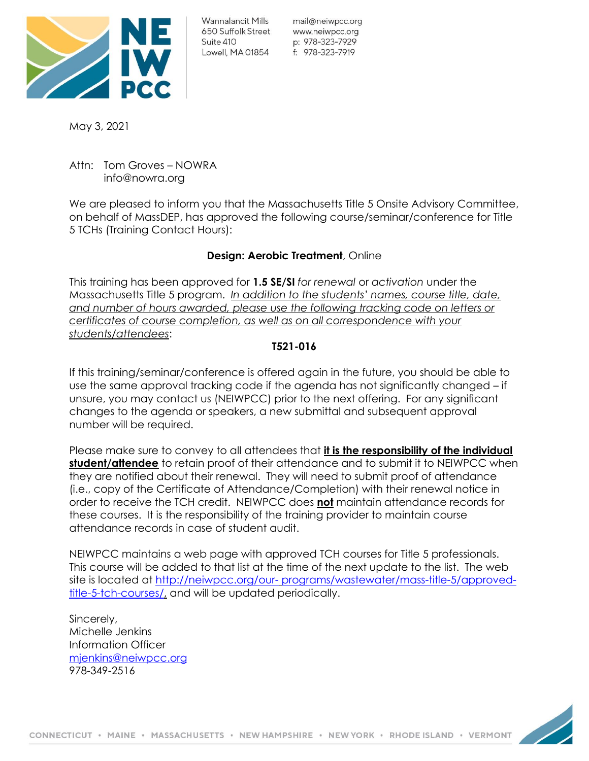NEIWPCC

Wannalancit Mills
650 Suffolk Street
Suite 410
Lowell, MA 01854

mail@neiwpcc.org
www.neiwpcc.org
p: 978-323-7929
f: 978-323-7919

May 3, 2021

Attn: Tom Groves – NOWRA
info@nowra.org

We are pleased to inform you that the Massachusetts Title 5 Onsite Advisory Committee, on behalf of MassDEP, has approved the following course/seminar/conference for Title 5 TCHs (Training Contact Hours):

**Design: Aerobic Treatment**, Online

This training has been approved for **1.5 SE/SI** *for renewal* or *activation* under the Massachusetts Title 5 program. *In addition to the students' names, course title, date, and number of hours awarded, please use the following tracking code on letters or certificates of course completion, as well as on all correspondence with your students/attendees*:

**T521-016**

If this training/seminar/conference is offered again in the future, you should be able to use the same approval tracking code if the agenda has not significantly changed – if unsure, you may contact us (NEIWPCC) prior to the next offering. For any significant changes to the agenda or speakers, a new submittal and subsequent approval number will be required.

Please make sure to convey to all attendees that **it is the responsibility of the individual student/attendee** to retain proof of their attendance and to submit it to NEIWPCC when they are notified about their renewal. They will need to submit proof of attendance (i.e., copy of the Certificate of Attendance/Completion) with their renewal notice in order to receive the TCH credit. NEIWPCC does **not** maintain attendance records for these courses. It is the responsibility of the training provider to maintain course attendance records in case of student audit.

NEIWPCC maintains a web page with approved TCH courses for Title 5 professionals. This course will be added to that list at the time of the next update to the list. The web site is located at http://neiwpcc.org/our- programs/wastewater/mass-title-5/approved-title-5-tch-courses/, and will be updated periodically.

Sincerely,
Michelle Jenkins
Information Officer
mjenkins@neiwpcc.org
978-349-2516

CONNECTICUT • MAINE • MASSACHUSETTS • NEW HAMPSHIRE • NEW YORK • RHODE ISLAND • VERMONT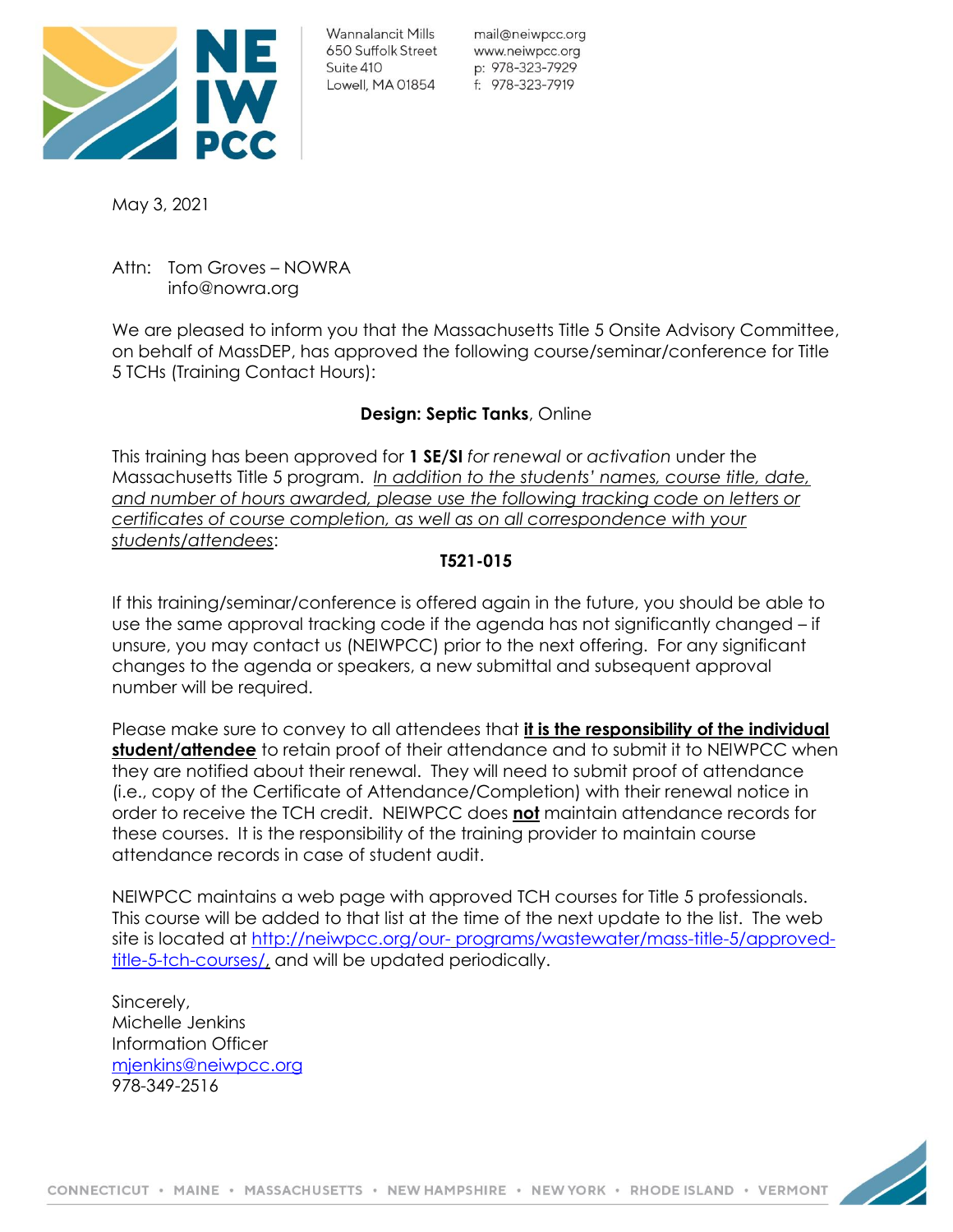NE IW PCC

Wannalancit Mills
650 Suffolk Street
Suite 410
Lowell, MA 01854

mail@neiwpcc.org
www.neiwpcc.org
p: 978-323-7929
f: 978-323-7919

May 3, 2021

Attn: Tom Groves – NOWRA
info@nowra.org

We are pleased to inform you that the Massachusetts Title 5 Onsite Advisory Committee, on behalf of MassDEP, has approved the following course/seminar/conference for Title 5 TCHs (Training Contact Hours):

**Design: Septic Tanks**, Online

This training has been approved for **1 SE/SI** *for renewal* or *activation* under the Massachusetts Title 5 program. *In addition to the students' names, course title, date, and number of hours awarded, please use the following tracking code on letters or certificates of course completion, as well as on all correspondence with your students/attendees*:

**T521-015**

If this training/seminar/conference is offered again in the future, you should be able to use the same approval tracking code if the agenda has not significantly changed – if unsure, you may contact us (NEIWPCC) prior to the next offering. For any significant changes to the agenda or speakers, a new submittal and subsequent approval number will be required.

Please make sure to convey to all attendees that **it is the responsibility of the individual student/attendee** to retain proof of their attendance and to submit it to NEIWPCC when they are notified about their renewal. They will need to submit proof of attendance (i.e., copy of the Certificate of Attendance/Completion) with their renewal notice in order to receive the TCH credit. NEIWPCC does **not** maintain attendance records for these courses. It is the responsibility of the training provider to maintain course attendance records in case of student audit.

NEIWPCC maintains a web page with approved TCH courses for Title 5 professionals. This course will be added to that list at the time of the next update to the list. The web site is located at http://neiwpcc.org/our- programs/wastewater/mass-title-5/approved-title-5-tch-courses/, and will be updated periodically.

Sincerely,
Michelle Jenkins
Information Officer
mjenkins@neiwpcc.org
978-349-2516

CONNECTICUT • MAINE • MASSACHUSETTS • NEW HAMPSHIRE • NEW YORK • RHODE ISLAND • VERMONT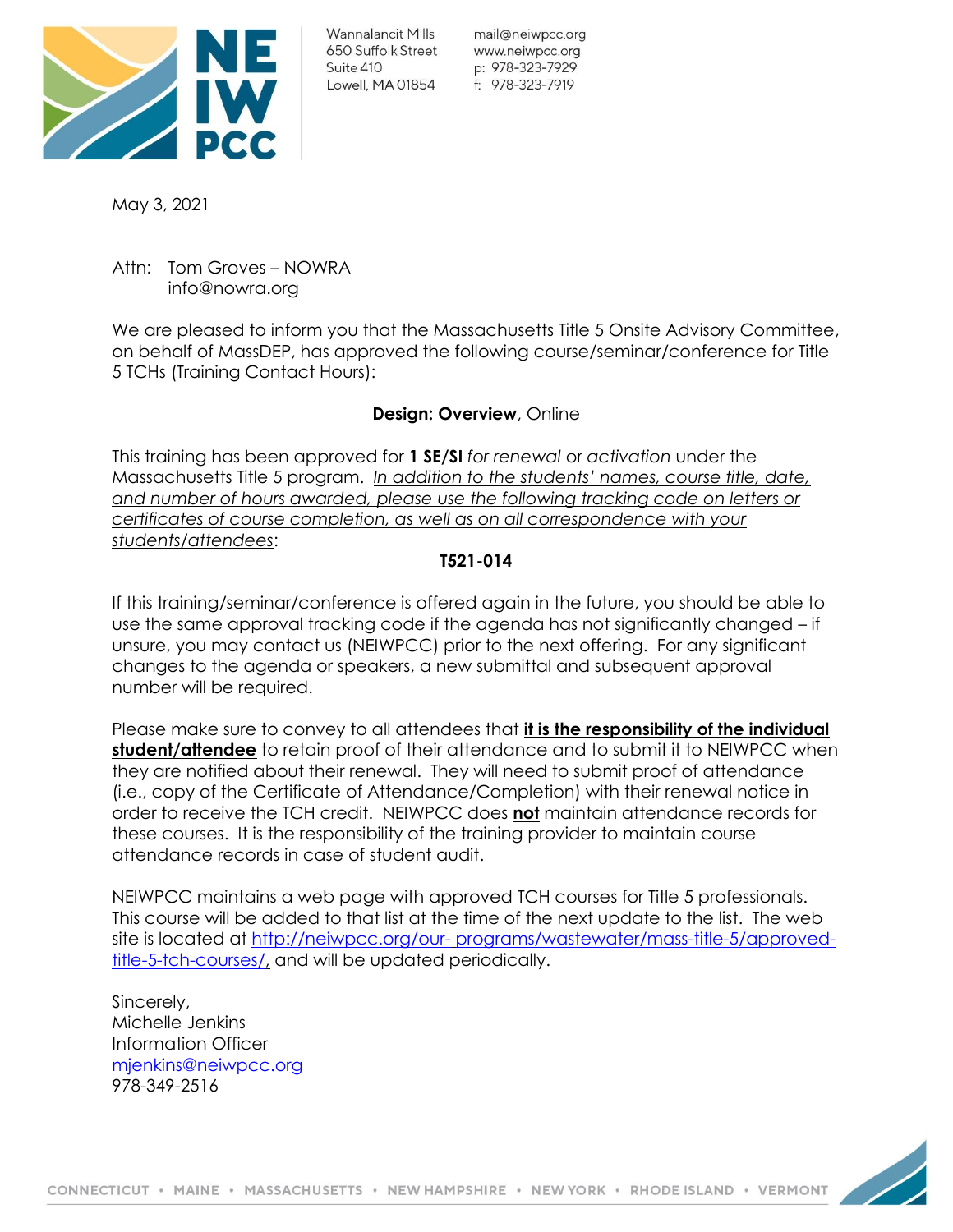NE IW PCC

Wannalancit Mills
650 Suffolk Street
Suite 410
Lowell, MA 01854

mail@neiwpcc.org
www.neiwpcc.org
p: 978-323-7929
f: 978-323-7919

May 3, 2021

Attn: Tom Groves – NOWRA
info@nowra.org

We are pleased to inform you that the Massachusetts Title 5 Onsite Advisory Committee, on behalf of MassDEP, has approved the following course/seminar/conference for Title 5 TCHs (Training Contact Hours):

**Design: Overview**, Online

This training has been approved for **1 SE/SI** *for renewal* or *activation* under the Massachusetts Title 5 program. *In addition to the students' names, course title, date, and number of hours awarded, please use the following tracking code on letters or certificates of course completion, as well as on all correspondence with your students/attendees*:

**T521-014**

If this training/seminar/conference is offered again in the future, you should be able to use the same approval tracking code if the agenda has not significantly changed – if unsure, you may contact us (NEIWPCC) prior to the next offering. For any significant changes to the agenda or speakers, a new submittal and subsequent approval number will be required.

Please make sure to convey to all attendees that **it is the responsibility of the individual student/attendee** to retain proof of their attendance and to submit it to NEIWPCC when they are notified about their renewal. They will need to submit proof of attendance (i.e., copy of the Certificate of Attendance/Completion) with their renewal notice in order to receive the TCH credit. NEIWPCC does **not** maintain attendance records for these courses. It is the responsibility of the training provider to maintain course attendance records in case of student audit.

NEIWPCC maintains a web page with approved TCH courses for Title 5 professionals. This course will be added to that list at the time of the next update to the list. The web site is located at http://neiwpcc.org/our- programs/wastewater/mass-title-5/approved-title-5-tch-courses/, and will be updated periodically.

Sincerely,
Michelle Jenkins
Information Officer
mjenkins@neiwpcc.org
978-349-2516

CONNECTICUT • MAINE • MASSACHUSETTS • NEW HAMPSHIRE • NEW YORK • RHODE ISLAND • VERMONT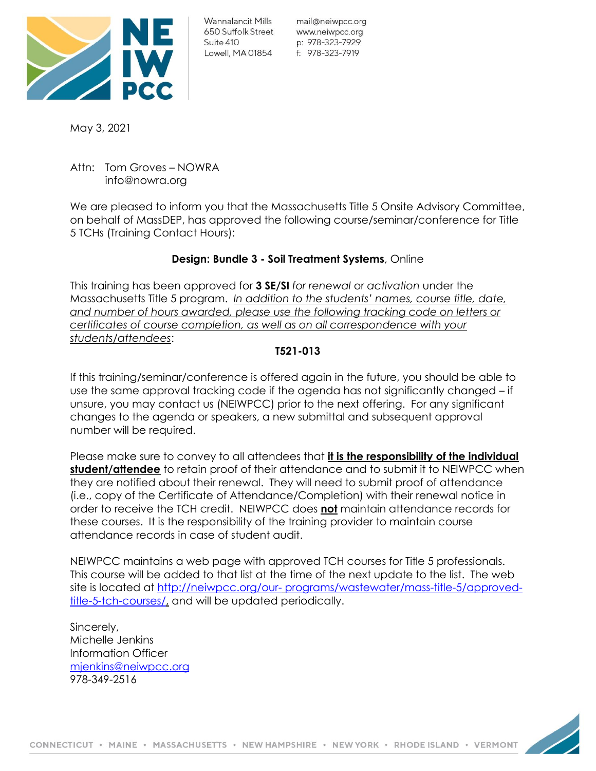NE IW PCC

Wannalancit Mills
650 Suffolk Street
Suite 410
Lowell, MA 01854

mail@neiwpcc.org
www.neiwpcc.org
p: 978-323-7929
f: 978-323-7919

May 3, 2021

Attn: Tom Groves – NOWRA
info@nowra.org

We are pleased to inform you that the Massachusetts Title 5 Onsite Advisory Committee, on behalf of MassDEP, has approved the following course/seminar/conference for Title 5 TCHs (Training Contact Hours):

**Design: Bundle 3 - Soil Treatment Systems**, Online

This training has been approved for **3 SE/SI** *for renewal* or *activation* under the Massachusetts Title 5 program. *In addition to the students' names, course title, date, and number of hours awarded, please use the following tracking code on letters or certificates of course completion, as well as on all correspondence with your students/attendees*:

**T521-013**

If this training/seminar/conference is offered again in the future, you should be able to use the same approval tracking code if the agenda has not significantly changed – if unsure, you may contact us (NEIWPCC) prior to the next offering. For any significant changes to the agenda or speakers, a new submittal and subsequent approval number will be required.

Please make sure to convey to all attendees that **it is the responsibility of the individual student/attendee** to retain proof of their attendance and to submit it to NEIWPCC when they are notified about their renewal. They will need to submit proof of attendance (i.e., copy of the Certificate of Attendance/Completion) with their renewal notice in order to receive the TCH credit. NEIWPCC does **not** maintain attendance records for these courses. It is the responsibility of the training provider to maintain course attendance records in case of student audit.

NEIWPCC maintains a web page with approved TCH courses for Title 5 professionals. This course will be added to that list at the time of the next update to the list. The web site is located at http://neiwpcc.org/our- programs/wastewater/mass-title-5/approved-title-5-tch-courses/, and will be updated periodically.

Sincerely,
Michelle Jenkins
Information Officer
mjenkins@neiwpcc.org
978-349-2516

CONNECTICUT • MAINE • MASSACHUSETTS • NEW HAMPSHIRE • NEW YORK • RHODE ISLAND • VERMONT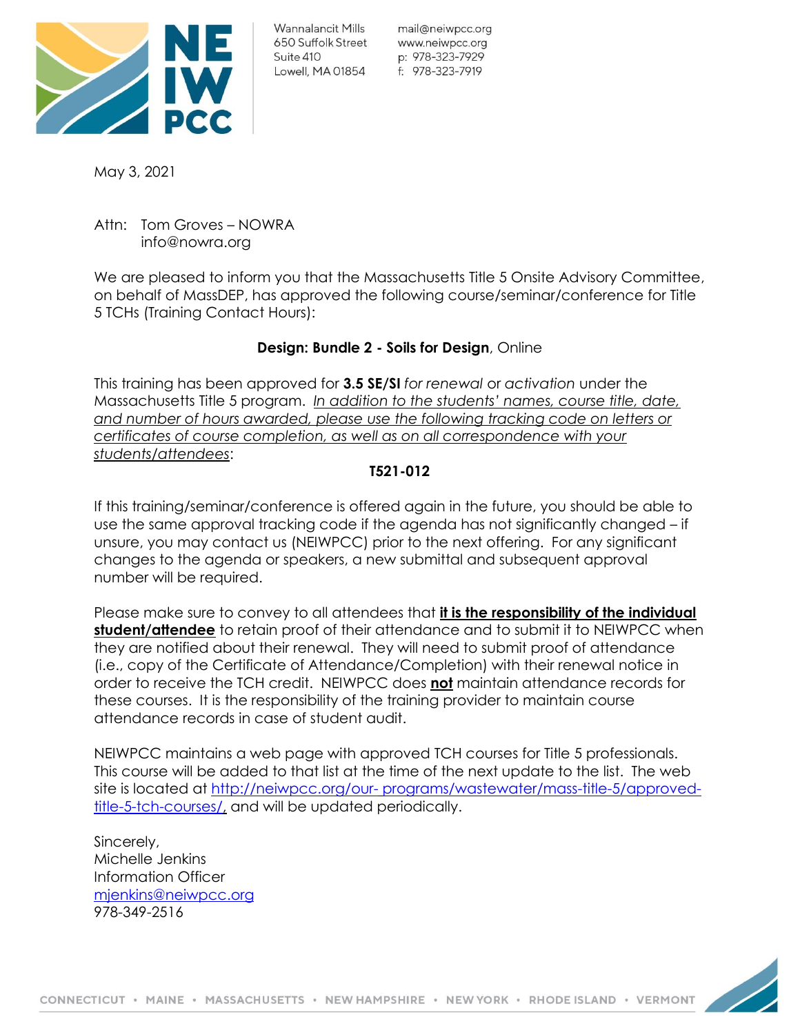Wannalancit Mills
650 Suffolk Street
Suite 410
Lowell, MA 01854

mail@neiwpcc.org
www.neiwpcc.org
p: 978-323-7929
f: 978-323-7919

May 3, 2021

Attn: Tom Groves – NOWRA
info@nowra.org

We are pleased to inform you that the Massachusetts Title 5 Onsite Advisory Committee, on behalf of MassDEP, has approved the following course/seminar/conference for Title 5 TCHs (Training Contact Hours):

**Design: Bundle 2 - Soils for Design**, Online

This training has been approved for **3.5 SE/SI** *for renewal* or *activation* under the Massachusetts Title 5 program. *In addition to the students' names, course title, date, and number of hours awarded, please use the following tracking code on letters or certificates of course completion, as well as on all correspondence with your students/attendees*:

**T521-012**

If this training/seminar/conference is offered again in the future, you should be able to use the same approval tracking code if the agenda has not significantly changed – if unsure, you may contact us (NEIWPCC) prior to the next offering. For any significant changes to the agenda or speakers, a new submittal and subsequent approval number will be required.

Please make sure to convey to all attendees that **it is the responsibility of the individual student/attendee** to retain proof of their attendance and to submit it to NEIWPCC when they are notified about their renewal. They will need to submit proof of attendance (i.e., copy of the Certificate of Attendance/Completion) with their renewal notice in order to receive the TCH credit. NEIWPCC does **not** maintain attendance records for these courses. It is the responsibility of the training provider to maintain course attendance records in case of student audit.

NEIWPCC maintains a web page with approved TCH courses for Title 5 professionals. This course will be added to that list at the time of the next update to the list. The web site is located at http://neiwpcc.org/our-programs/wastewater/mass-title-5/approved-title-5-tch-courses/, and will be updated periodically.

Sincerely,
Michelle Jenkins
Information Officer
mjenkins@neiwpcc.org
978-349-2516

CONNECTICUT • MAINE • MASSACHUSETTS • NEW HAMPSHIRE • NEW YORK • RHODE ISLAND • VERMONT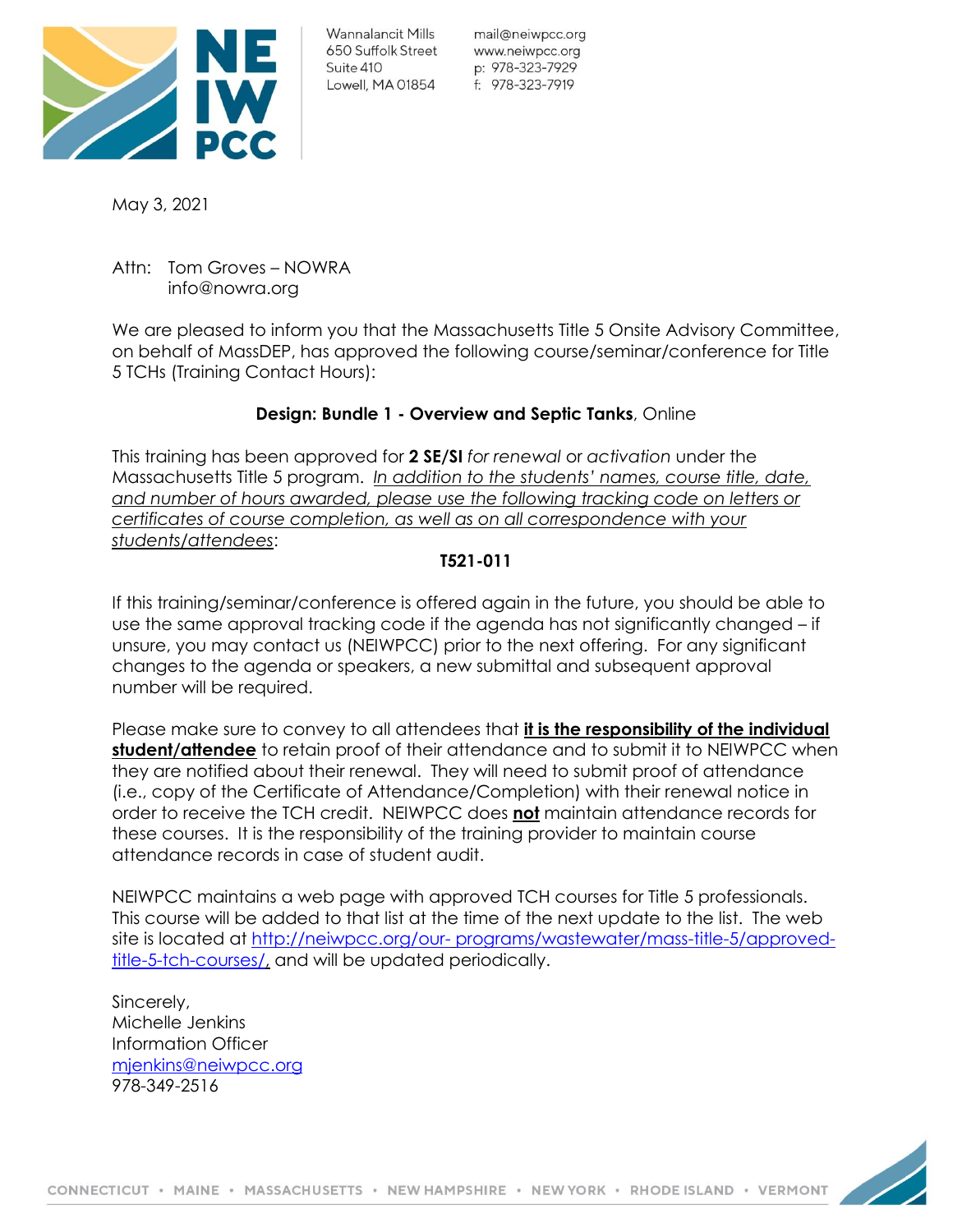Wannalancit Mills
650 Suffolk Street
Suite 410
Lowell, MA 01854

mail@neiwpcc.org
www.neiwpcc.org
p: 978-323-7929
f: 978-323-7919

May 3, 2021

Attn: Tom Groves – NOWRA
info@nowra.org

We are pleased to inform you that the Massachusetts Title 5 Onsite Advisory Committee, on behalf of MassDEP, has approved the following course/seminar/conference for Title 5 TCHs (Training Contact Hours):

**Design: Bundle 1 - Overview and Septic Tanks**, Online

This training has been approved for **2 SE/SI** *for renewal* or *activation* under the Massachusetts Title 5 program. *In addition to the students' names, course title, date, and number of hours awarded, please use the following tracking code on letters or certificates of course completion, as well as on all correspondence with your students/attendees*:

**T521-011**

If this training/seminar/conference is offered again in the future, you should be able to use the same approval tracking code if the agenda has not significantly changed – if unsure, you may contact us (NEIWPCC) prior to the next offering. For any significant changes to the agenda or speakers, a new submittal and subsequent approval number will be required.

Please make sure to convey to all attendees that **it is the responsibility of the individual student/attendee** to retain proof of their attendance and to submit it to NEIWPCC when they are notified about their renewal. They will need to submit proof of attendance (i.e., copy of the Certificate of Attendance/Completion) with their renewal notice in order to receive the TCH credit. NEIWPCC does **not** maintain attendance records for these courses. It is the responsibility of the training provider to maintain course attendance records in case of student audit.

NEIWPCC maintains a web page with approved TCH courses for Title 5 professionals. This course will be added to that list at the time of the next update to the list. The web site is located at http://neiwpcc.org/our- programs/wastewater/mass-title-5/approved-title-5-tch-courses/, and will be updated periodically.

Sincerely,
Michelle Jenkins
Information Officer
mjenkins@neiwpcc.org
978-349-2516

CONNECTICUT • MAINE • MASSACHUSETTS • NEW HAMPSHIRE • NEW YORK • RHODE ISLAND • VERMONT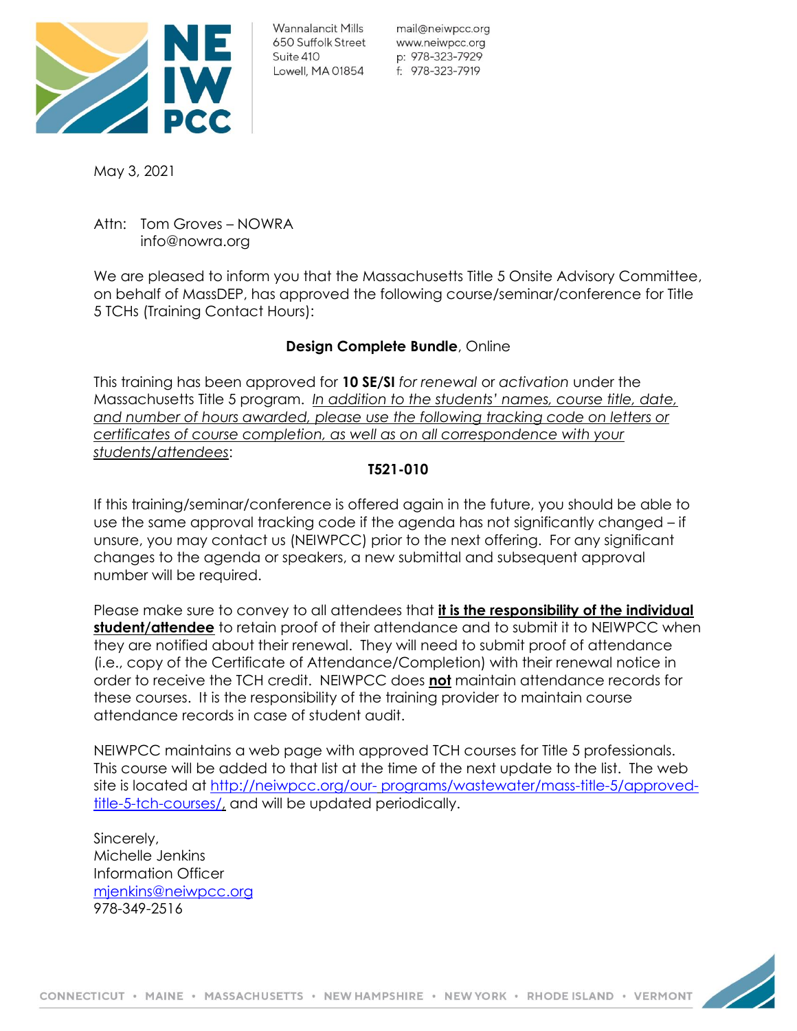NE
IW
PCC

Wannalancit Mills
650 Suffolk Street
Suite 410
Lowell, MA 01854

mail@neiwpcc.org
www.neiwpcc.org
p: 978-323-7929
f: 978-323-7919

May 3, 2021

Attn: Tom Groves – NOWRA
info@nowra.org

We are pleased to inform you that the Massachusetts Title 5 Onsite Advisory Committee, on behalf of MassDEP, has approved the following course/seminar/conference for Title 5 TCHs (Training Contact Hours):

**Design Complete Bundle**, Online

This training has been approved for **10 SE/SI** *for renewal* or *activation* under the Massachusetts Title 5 program. *In addition to the students' names, course title, date, and number of hours awarded, please use the following tracking code on letters or certificates of course completion, as well as on all correspondence with your students/attendees*:

**T521-010**

If this training/seminar/conference is offered again in the future, you should be able to use the same approval tracking code if the agenda has not significantly changed – if unsure, you may contact us (NEIWPCC) prior to the next offering. For any significant changes to the agenda or speakers, a new submittal and subsequent approval number will be required.

Please make sure to convey to all attendees that **it is the responsibility of the individual student/attendee** to retain proof of their attendance and to submit it to NEIWPCC when they are notified about their renewal. They will need to submit proof of attendance (i.e., copy of the Certificate of Attendance/Completion) with their renewal notice in order to receive the TCH credit. NEIWPCC does **not** maintain attendance records for these courses. It is the responsibility of the training provider to maintain course attendance records in case of student audit.

NEIWPCC maintains a web page with approved TCH courses for Title 5 professionals. This course will be added to that list at the time of the next update to the list. The web site is located at http://neiwpcc.org/our- programs/wastewater/mass-title-5/approved-title-5-tch-courses/, and will be updated periodically.

Sincerely,
Michelle Jenkins
Information Officer
mjenkins@neiwpcc.org
978-349-2516

CONNECTICUT • MAINE • MASSACHUSETTS • NEW HAMPSHIRE • NEW YORK • RHODE ISLAND • VERMONT